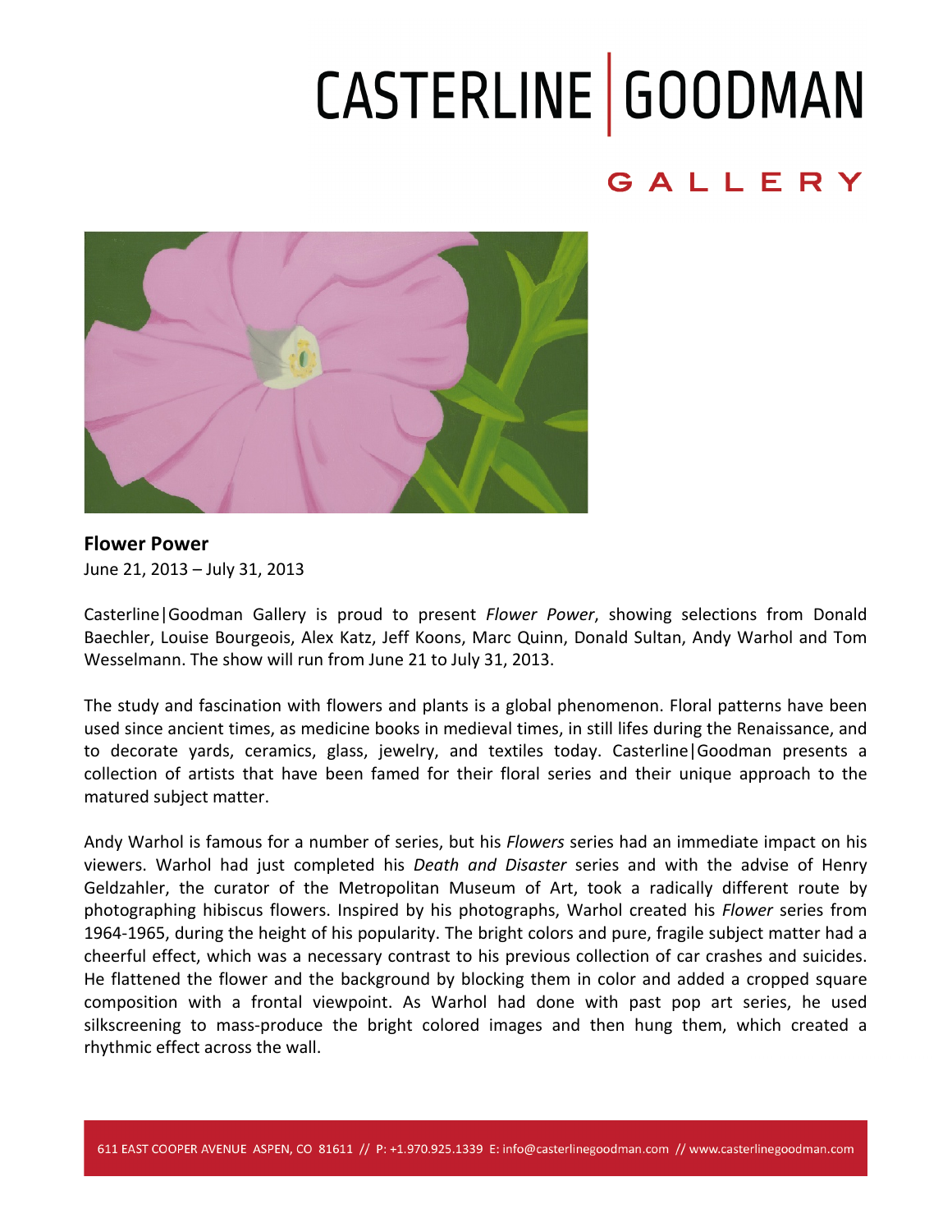# CASTERLINE | GOODMAN

GALLERY

**Flower Power**

June 21, 2013 – July 31, 2013

Casterline|Goodman Gallery is proud to present *Flower Power*, showing selections from Donald Baechler, Louise Bourgeois, Alex Katz, Jeff Koons, Marc Quinn, Donald Sultan, Andy Warhol and Tom Wesselmann. The show will run from June 21 to July 31, 2013.

The study and fascination with flowers and plants is a global phenomenon. Floral patterns have been used since ancient times, as medicine books in medieval times, in still lifes during the Renaissance, and to decorate yards, ceramics, glass, jewelry, and textiles today. Casterline|Goodman presents a collection of artists that have been famed for their floral series and their unique approach to the matured subject matter.

Andy Warhol is famous for a number of series, but his *Flowers* series had an immediate impact on his viewers. Warhol had just completed his *Death and Disaster* series and with the advise of Henry Geldzahler, the curator of the Metropolitan Museum of Art, took a radically different route by photographing hibiscus flowers. Inspired by his photographs, Warhol created his *Flower* series from 1964-1965, during the height of his popularity. The bright colors and pure, fragile subject matter had a cheerful effect, which was a necessary contrast to his previous collection of car crashes and suicides. He flattened the flower and the background by blocking them in color and added a cropped square composition with a frontal viewpoint. As Warhol had done with past pop art series, he used silkscreening to mass-produce the bright colored images and then hung them, which created a rhythmic effect across the wall.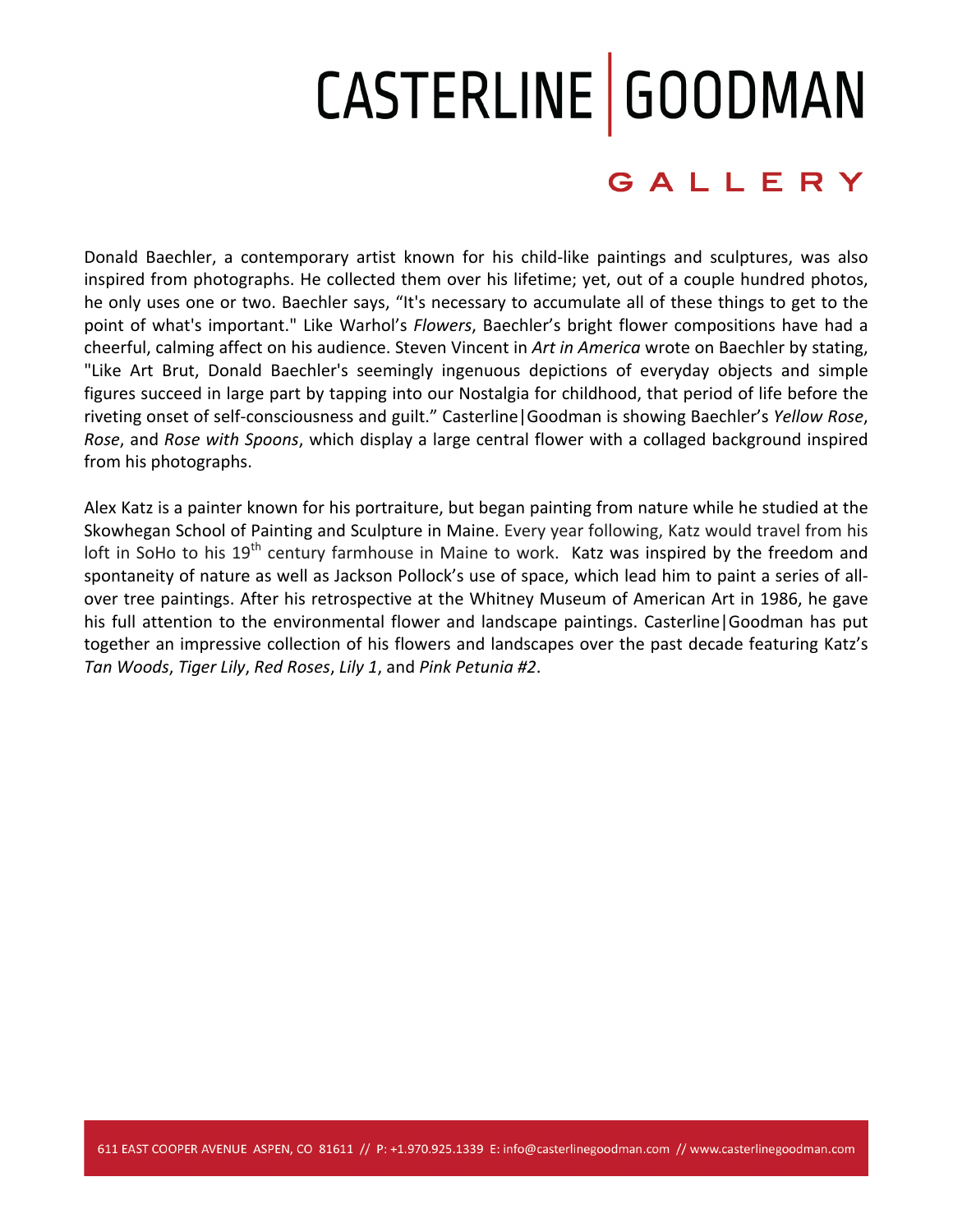Donald Baechler, a contemporary artist known for his child-like paintings and sculptures, was also inspired from photographs. He collected them over his lifetime; yet, out of a couple hundred photos, he only uses one or two. Baechler says, "It's necessary to accumulate all of these things to get to the point of what's important." Like Warhol's *Flowers*, Baechler's bright flower compositions have had a cheerful, calming affect on his audience. Steven Vincent in *Art in America* wrote on Baechler by stating, "Like Art Brut, Donald Baechler's seemingly ingenuous depictions of everyday objects and simple figures succeed in large part by tapping into our Nostalgia for childhood, that period of life before the riveting onset of self-consciousness and guilt." Casterline|Goodman is showing Baechler's *Yellow Rose*, *Rose*, and *Rose with Spoons*, which display a large central flower with a collaged background inspired from his photographs.

Alex Katz is a painter known for his portraiture, but began painting from nature while he studied at the Skowhegan School of Painting and Sculpture in Maine. Every year following, Katz would travel from his loft in SoHo to his 19th century farmhouse in Maine to work. Katz was inspired by the freedom and spontaneity of nature as well as Jackson Pollock's use of space, which lead him to paint a series of all-over tree paintings. After his retrospective at the Whitney Museum of American Art in 1986, he gave his full attention to the environmental flower and landscape paintings. Casterline|Goodman has put together an impressive collection of his flowers and landscapes over the past decade featuring Katz's *Tan Woods*, *Tiger Lily*, *Red Roses*, *Lily 1*, and *Pink Petunia #2*.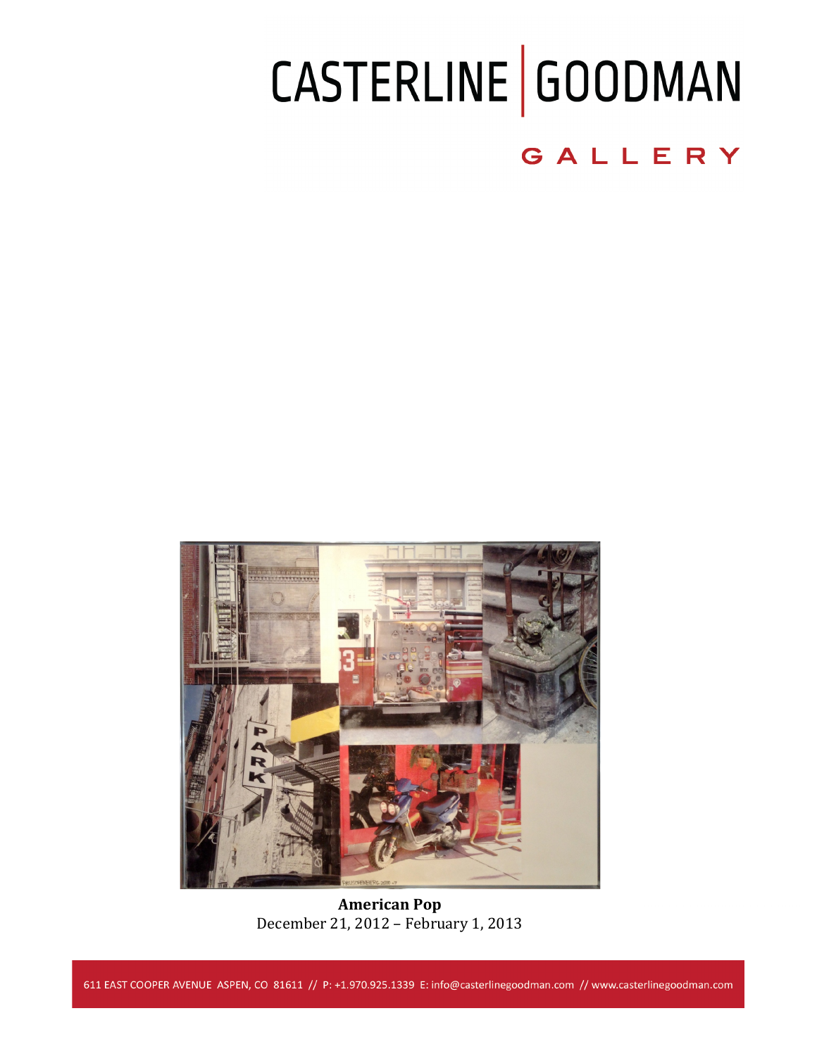# CASTERLINE | GOODMAN

## GALLERY

**American Pop**
December 21, 2012 – February 1, 2013

611 EAST COOPER AVENUE ASPEN, CO 81611 // P: +1.970.925.1339 E: info@casterlinegoodman.com // www.casterlinegoodman.com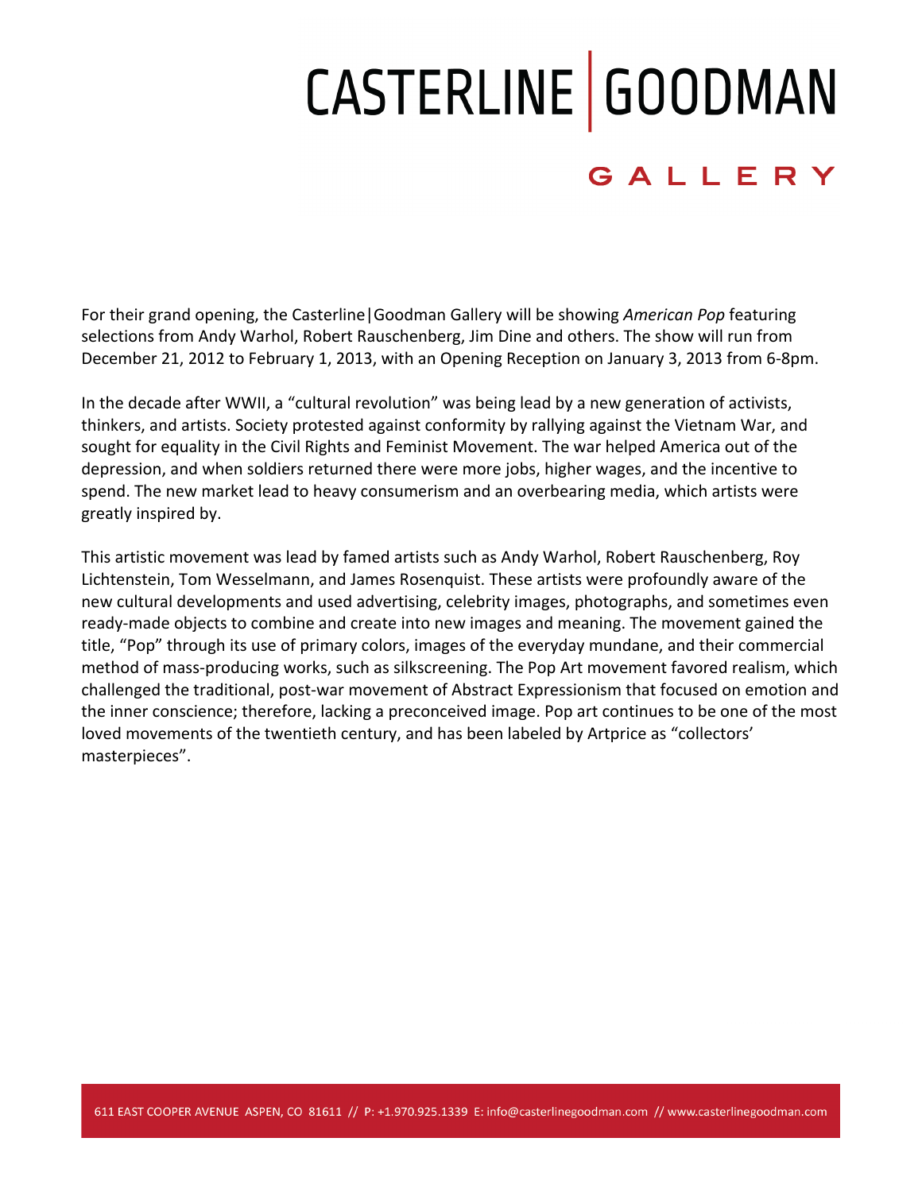# CASTERLINE | GOODMAN

## GALLERY

For their grand opening, the Casterline|Goodman Gallery will be showing *American Pop* featuring selections from Andy Warhol, Robert Rauschenberg, Jim Dine and others. The show will run from December 21, 2012 to February 1, 2013, with an Opening Reception on January 3, 2013 from 6-8pm.

In the decade after WWII, a "cultural revolution" was being lead by a new generation of activists, thinkers, and artists. Society protested against conformity by rallying against the Vietnam War, and sought for equality in the Civil Rights and Feminist Movement. The war helped America out of the depression, and when soldiers returned there were more jobs, higher wages, and the incentive to spend. The new market lead to heavy consumerism and an overbearing media, which artists were greatly inspired by.

This artistic movement was lead by famed artists such as Andy Warhol, Robert Rauschenberg, Roy Lichtenstein, Tom Wesselmann, and James Rosenquist. These artists were profoundly aware of the new cultural developments and used advertising, celebrity images, photographs, and sometimes even ready-made objects to combine and create into new images and meaning. The movement gained the title, "Pop" through its use of primary colors, images of the everyday mundane, and their commercial method of mass-producing works, such as silkscreening. The Pop Art movement favored realism, which challenged the traditional, post-war movement of Abstract Expressionism that focused on emotion and the inner conscience; therefore, lacking a preconceived image. Pop art continues to be one of the most loved movements of the twentieth century, and has been labeled by Artprice as "collectors' masterpieces".

611 EAST COOPER AVENUE ASPEN, CO 81611 // P: +1.970.925.1339 E: info@casterlinegoodman.com // www.casterlinegoodman.com